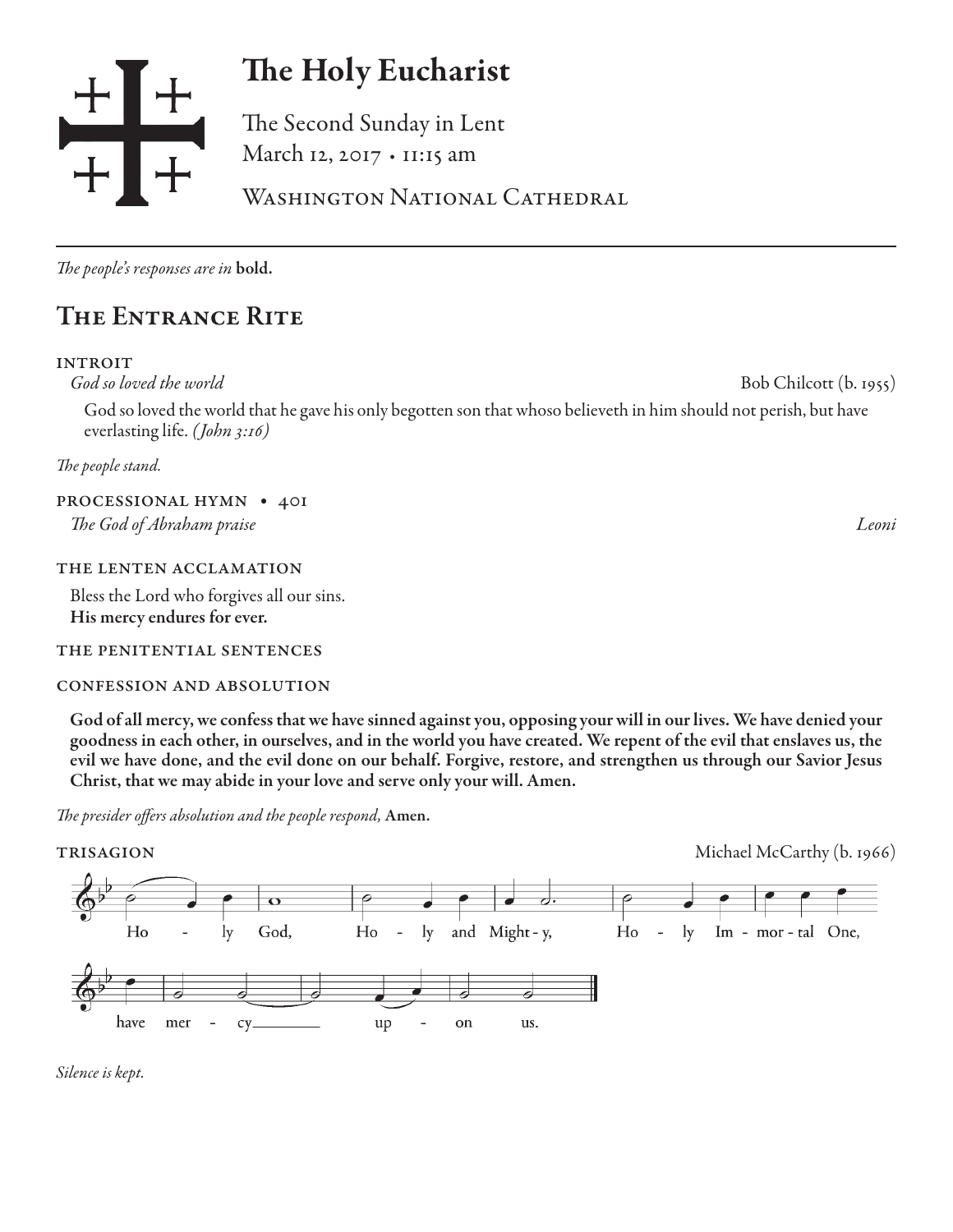# The Holy Eucharist

The Second Sunday in Lent
March 12, 2017 • 11:15 am

Washington National Cathedral

*The people's responses are in* **bold.**

## The Entrance Rite

### introit

*God so loved the world* — Bob Chilcott (b. 1955)

God so loved the world that he gave his only begotten son that whoso believeth in him should not perish, but have everlasting life. *(John 3:16)*

*The people stand.*

### processional hymn • 401

*The God of Abraham praise* — *Leoni*

### the lenten acclamation

Bless the Lord who forgives all our sins.
**His mercy endures for ever.**

### the penitential sentences

### confession and absolution

**God of all mercy, we confess that we have sinned against you, opposing your will in our lives. We have denied your goodness in each other, in ourselves, and in the world you have created. We repent of the evil that enslaves us, the evil we have done, and the evil done on our behalf. Forgive, restore, and strengthen us through our Savior Jesus Christ, that we may abide in your love and serve only your will. Amen.**

*The presider offers absolution and the people respond,* **Amen.**

### trisagion

Michael McCarthy (b. 1966)

Holy God, Holy and Mighty, Holy Immortal One, have mercy upon us.

*Silence is kept.*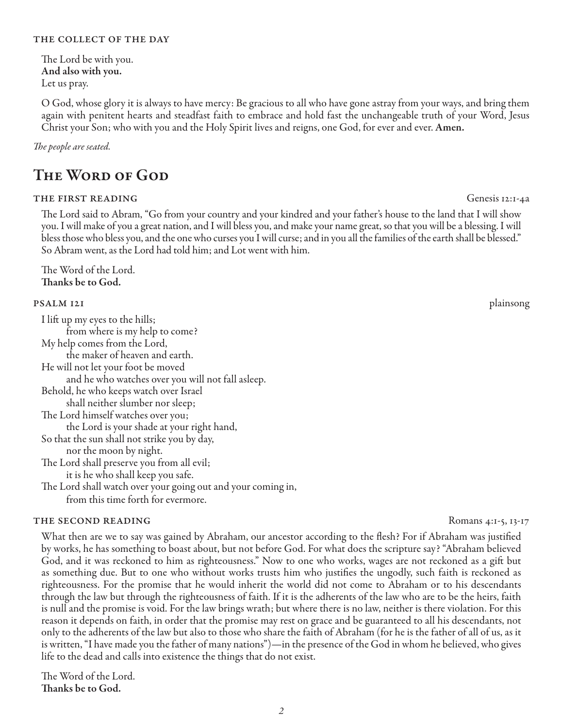### THE COLLECT OF THE DAY

The Lord be with you.
**And also with you.**
Let us pray.

O God, whose glory it is always to have mercy: Be gracious to all who have gone astray from your ways, and bring them again with penitent hearts and steadfast faith to embrace and hold fast the unchangeable truth of your Word, Jesus Christ your Son; who with you and the Holy Spirit lives and reigns, one God, for ever and ever. **Amen.**

*The people are seated.*

## The Word of God

### THE FIRST READING — Genesis 12:1-4a

The Lord said to Abram, "Go from your country and your kindred and your father's house to the land that I will show you. I will make of you a great nation, and I will bless you, and make your name great, so that you will be a blessing. I will bless those who bless you, and the one who curses you I will curse; and in you all the families of the earth shall be blessed." So Abram went, as the Lord had told him; and Lot went with him.

The Word of the Lord.
**Thanks be to God.**

### PSALM 121 — plainsong

I lift up my eyes to the hills;
  from where is my help to come?
My help comes from the Lord,
  the maker of heaven and earth.
He will not let your foot be moved
  and he who watches over you will not fall asleep.
Behold, he who keeps watch over Israel
  shall neither slumber nor sleep;
The Lord himself watches over you;
  the Lord is your shade at your right hand,
So that the sun shall not strike you by day,
  nor the moon by night.
The Lord shall preserve you from all evil;
  it is he who shall keep you safe.
The Lord shall watch over your going out and your coming in,
  from this time forth for evermore.

### THE SECOND READING — Romans 4:1-5, 13-17

What then are we to say was gained by Abraham, our ancestor according to the flesh? For if Abraham was justified by works, he has something to boast about, but not before God. For what does the scripture say? "Abraham believed God, and it was reckoned to him as righteousness." Now to one who works, wages are not reckoned as a gift but as something due. But to one who without works trusts him who justifies the ungodly, such faith is reckoned as righteousness. For the promise that he would inherit the world did not come to Abraham or to his descendants through the law but through the righteousness of faith. If it is the adherents of the law who are to be the heirs, faith is null and the promise is void. For the law brings wrath; but where there is no law, neither is there violation. For this reason it depends on faith, in order that the promise may rest on grace and be guaranteed to all his descendants, not only to the adherents of the law but also to those who share the faith of Abraham (for he is the father of all of us, as it is written, "I have made you the father of many nations")—in the presence of the God in whom he believed, who gives life to the dead and calls into existence the things that do not exist.

The Word of the Lord.
**Thanks be to God.**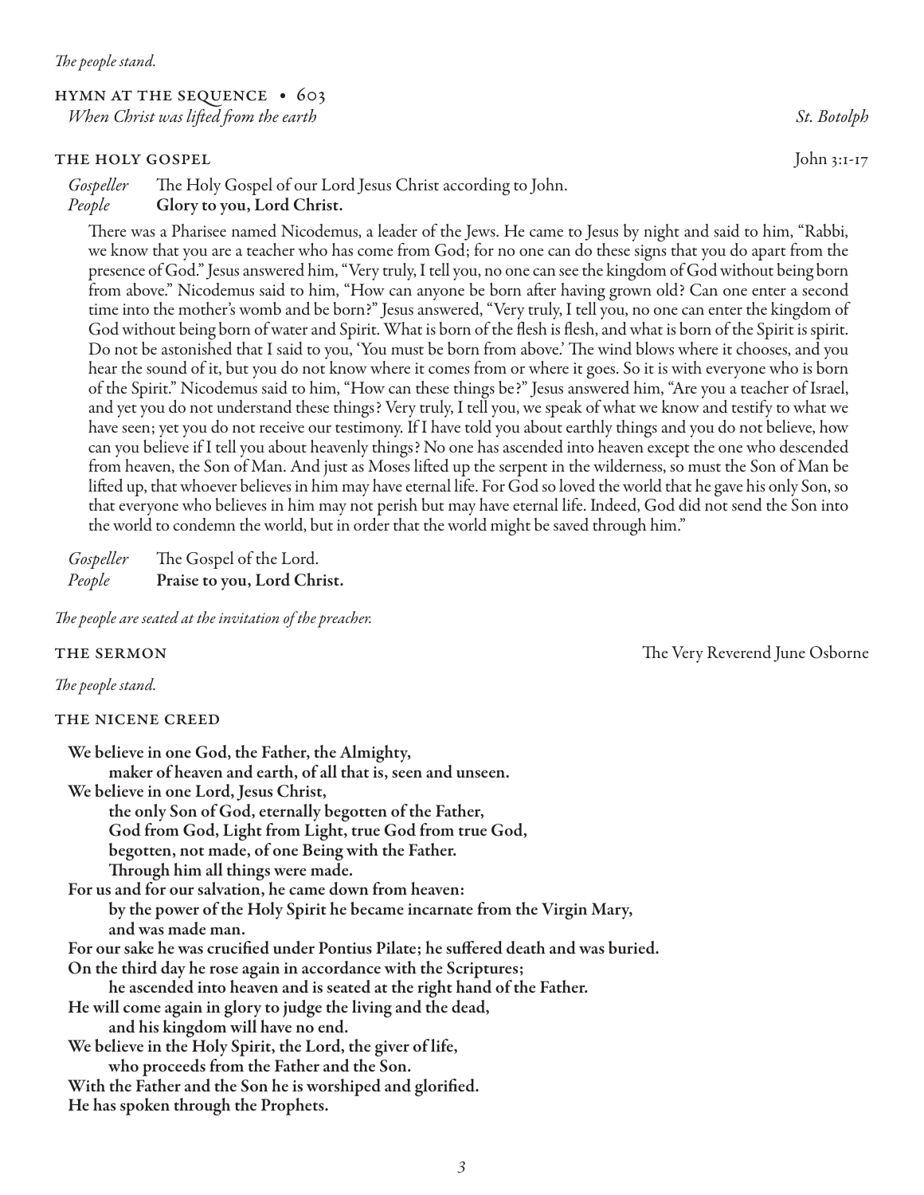*The people stand.*

## HYMN AT THE SEQUENCE • 603

*When Christ was lifted from the earth* *St. Botolph*

## THE HOLY GOSPEL John 3:1-17

*Gospeller* The Holy Gospel of our Lord Jesus Christ according to John.
*People* **Glory to you, Lord Christ.**

There was a Pharisee named Nicodemus, a leader of the Jews. He came to Jesus by night and said to him, "Rabbi, we know that you are a teacher who has come from God; for no one can do these signs that you do apart from the presence of God." Jesus answered him, "Very truly, I tell you, no one can see the kingdom of God without being born from above." Nicodemus said to him, "How can anyone be born after having grown old? Can one enter a second time into the mother's womb and be born?" Jesus answered, "Very truly, I tell you, no one can enter the kingdom of God without being born of water and Spirit. What is born of the flesh is flesh, and what is born of the Spirit is spirit. Do not be astonished that I said to you, 'You must be born from above.' The wind blows where it chooses, and you hear the sound of it, but you do not know where it comes from or where it goes. So it is with everyone who is born of the Spirit." Nicodemus said to him, "How can these things be?" Jesus answered him, "Are you a teacher of Israel, and yet you do not understand these things? Very truly, I tell you, we speak of what we know and testify to what we have seen; yet you do not receive our testimony. If I have told you about earthly things and you do not believe, how can you believe if I tell you about heavenly things? No one has ascended into heaven except the one who descended from heaven, the Son of Man. And just as Moses lifted up the serpent in the wilderness, so must the Son of Man be lifted up, that whoever believes in him may have eternal life. For God so loved the world that he gave his only Son, so that everyone who believes in him may not perish but may have eternal life. Indeed, God did not send the Son into the world to condemn the world, but in order that the world might be saved through him."

*Gospeller* The Gospel of the Lord.
*People* **Praise to you, Lord Christ.**

*The people are seated at the invitation of the preacher.*

## THE SERMON The Very Reverend June Osborne

*The people stand.*

## THE NICENE CREED

**We believe in one God, the Father, the Almighty,**
**maker of heaven and earth, of all that is, seen and unseen.**
**We believe in one Lord, Jesus Christ,**
**the only Son of God, eternally begotten of the Father,**
**God from God, Light from Light, true God from true God,**
**begotten, not made, of one Being with the Father.**
**Through him all things were made.**
**For us and for our salvation, he came down from heaven:**
**by the power of the Holy Spirit he became incarnate from the Virgin Mary,**
**and was made man.**
**For our sake he was crucified under Pontius Pilate; he suffered death and was buried.**
**On the third day he rose again in accordance with the Scriptures;**
**he ascended into heaven and is seated at the right hand of the Father.**
**He will come again in glory to judge the living and the dead,**
**and his kingdom will have no end.**
**We believe in the Holy Spirit, the Lord, the giver of life,**
**who proceeds from the Father and the Son.**
**With the Father and the Son he is worshiped and glorified.**
**He has spoken through the Prophets.**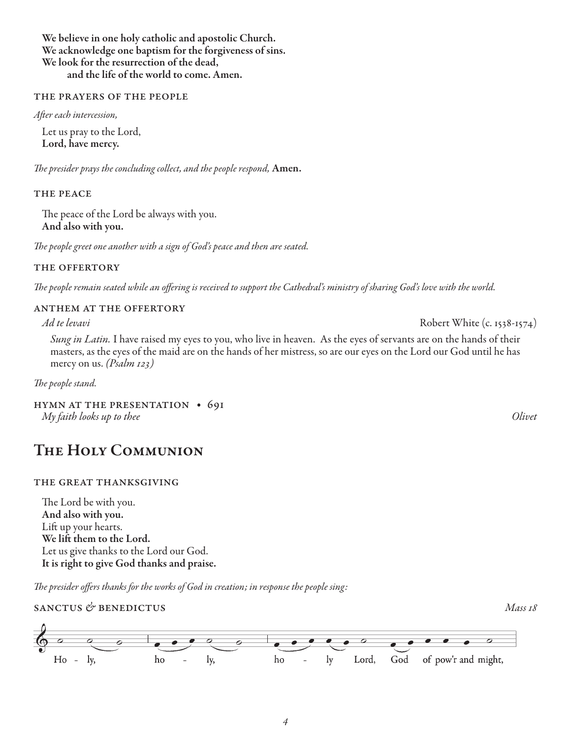**We believe in one holy catholic and apostolic Church.**
**We acknowledge one baptism for the forgiveness of sins.**
**We look for the resurrection of the dead,**
**and the life of the world to come. Amen.**

### THE PRAYERS OF THE PEOPLE

*After each intercession,*

Let us pray to the Lord,
**Lord, have mercy.**

*The presider prays the concluding collect, and the people respond,* **Amen.**

### THE PEACE

The peace of the Lord be always with you.
**And also with you.**

*The people greet one another with a sign of God's peace and then are seated.*

### THE OFFERTORY

*The people remain seated while an offering is received to support the Cathedral's ministry of sharing God's love with the world.*

### ANTHEM AT THE OFFERTORY

*Ad te levavi* — Robert White (c. 1538-1574)

*Sung in Latin.* I have raised my eyes to you, who live in heaven. As the eyes of servants are on the hands of their masters, as the eyes of the maid are on the hands of her mistress, so are our eyes on the Lord our God until he has mercy on us. *(Psalm 123)*

*The people stand.*

### HYMN AT THE PRESENTATION • 691

*My faith looks up to thee* — *Olivet*

## The Holy Communion

### THE GREAT THANKSGIVING

The Lord be with you.
**And also with you.**
Lift up your hearts.
**We lift them to the Lord.**
Let us give thanks to the Lord our God.
**It is right to give God thanks and praise.**

*The presider offers thanks for the works of God in creation; in response the people sing:*

### SANCTUS & BENEDICTUS

*Mass 18*

Ho - ly, ho - ly, ho - ly Lord, God of pow'r and might,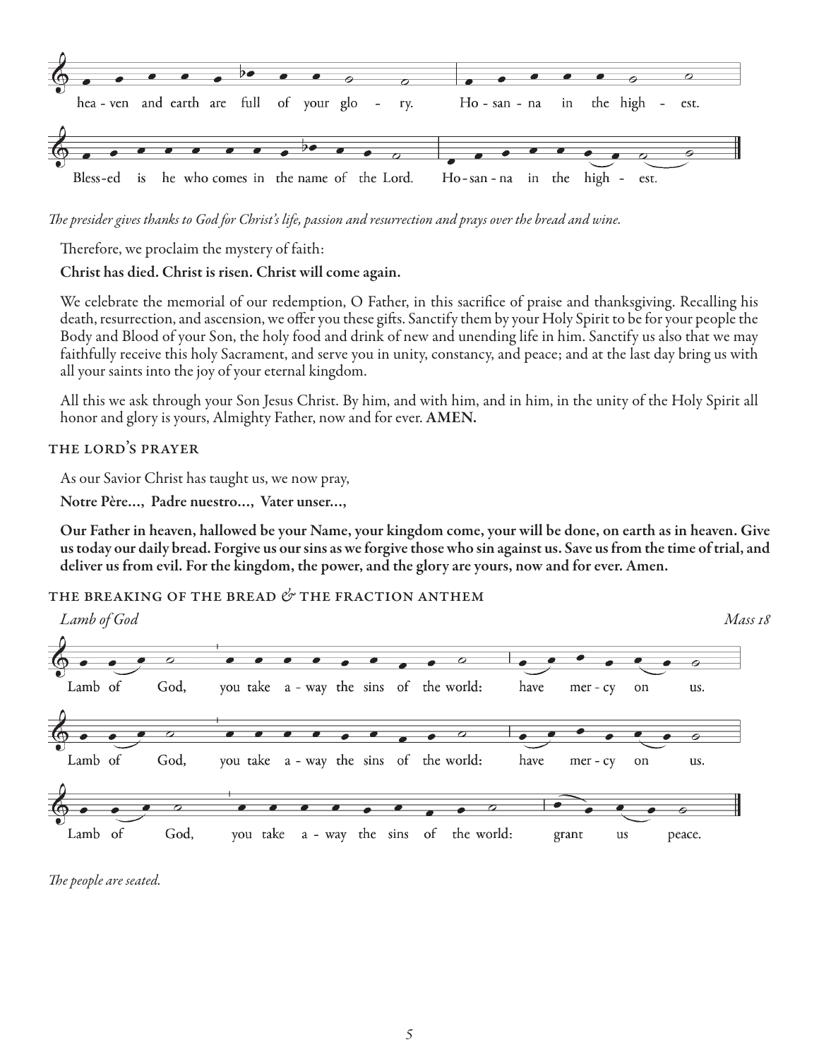heaven and earth are full of your glory. Hosanna in the highest.

Blessed is he who comes in the name of the Lord. Hosanna in the highest.

*The presider gives thanks to God for Christ's life, passion and resurrection and prays over the bread and wine.*

Therefore, we proclaim the mystery of faith:

**Christ has died. Christ is risen. Christ will come again.**

We celebrate the memorial of our redemption, O Father, in this sacrifice of praise and thanksgiving. Recalling his death, resurrection, and ascension, we offer you these gifts. Sanctify them by your Holy Spirit to be for your people the Body and Blood of your Son, the holy food and drink of new and unending life in him. Sanctify us also that we may faithfully receive this holy Sacrament, and serve you in unity, constancy, and peace; and at the last day bring us with all your saints into the joy of your eternal kingdom.

All this we ask through your Son Jesus Christ. By him, and with him, and in him, in the unity of the Holy Spirit all honor and glory is yours, Almighty Father, now and for ever. **AMEN.**

## THE LORD'S PRAYER

As our Savior Christ has taught us, we now pray,

**Notre Père…, Padre nuestro…, Vater unser…,**

**Our Father in heaven, hallowed be your Name, your kingdom come, your will be done, on earth as in heaven. Give us today our daily bread. Forgive us our sins as we forgive those who sin against us. Save us from the time of trial, and deliver us from evil. For the kingdom, the power, and the glory are yours, now and for ever. Amen.**

## THE BREAKING OF THE BREAD & THE FRACTION ANTHEM

*Lamb of God* *Mass 18*

Lamb of God, you take away the sins of the world: have mercy on us.

Lamb of God, you take away the sins of the world: have mercy on us.

Lamb of God, you take away the sins of the world: grant us peace.

*The people are seated.*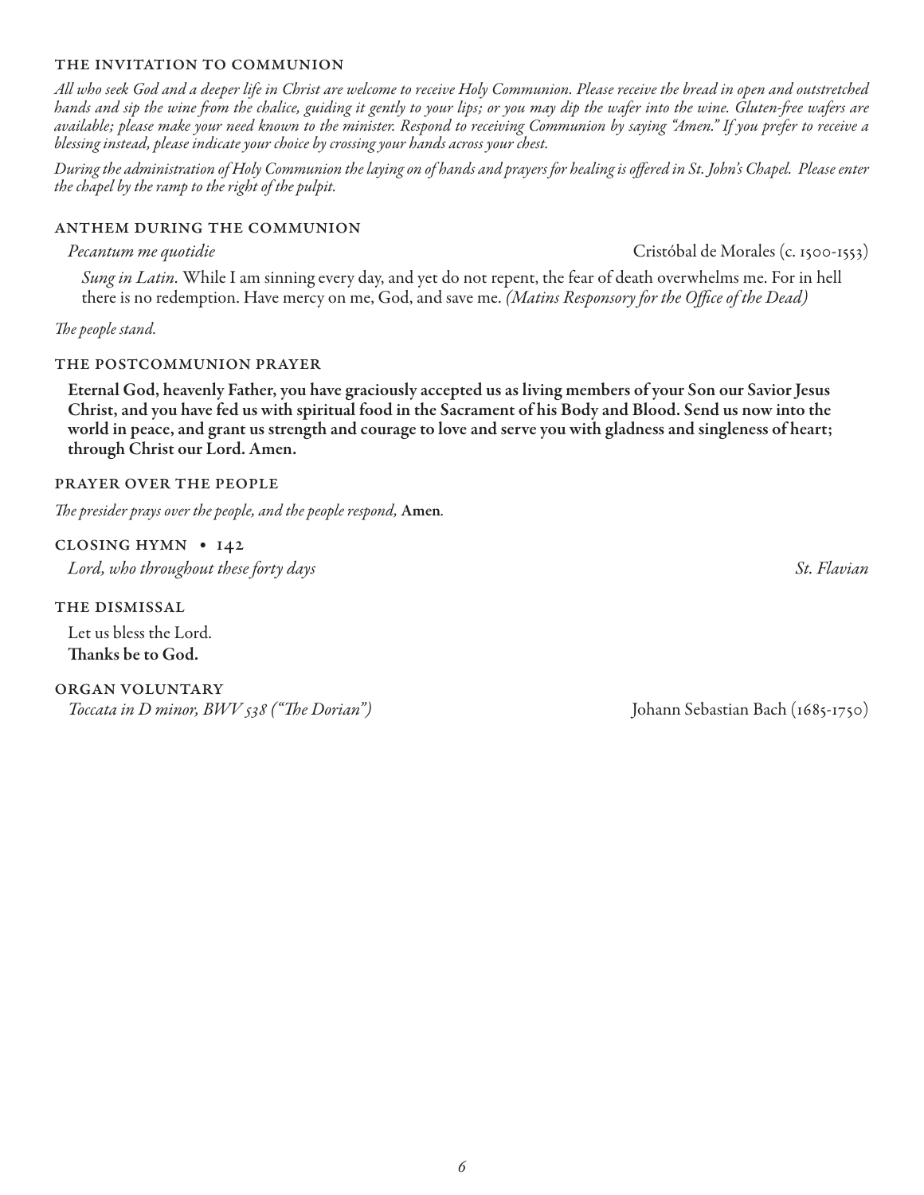### THE INVITATION TO COMMUNION

*All who seek God and a deeper life in Christ are welcome to receive Holy Communion. Please receive the bread in open and outstretched hands and sip the wine from the chalice, guiding it gently to your lips; or you may dip the wafer into the wine. Gluten-free wafers are available; please make your need known to the minister. Respond to receiving Communion by saying "Amen." If you prefer to receive a blessing instead, please indicate your choice by crossing your hands across your chest.*

*During the administration of Holy Communion the laying on of hands and prayers for healing is offered in St. John's Chapel. Please enter the chapel by the ramp to the right of the pulpit.*

### ANTHEM DURING THE COMMUNION

*Pecantum me quotidie* — Cristóbal de Morales (c. 1500-1553)

*Sung in Latin.* While I am sinning every day, and yet do not repent, the fear of death overwhelms me. For in hell there is no redemption. Have mercy on me, God, and save me. *(Matins Responsory for the Office of the Dead)*

*The people stand.*

### THE POSTCOMMUNION PRAYER

**Eternal God, heavenly Father, you have graciously accepted us as living members of your Son our Savior Jesus Christ, and you have fed us with spiritual food in the Sacrament of his Body and Blood. Send us now into the world in peace, and grant us strength and courage to love and serve you with gladness and singleness of heart; through Christ our Lord. Amen.**

### PRAYER OVER THE PEOPLE

*The presider prays over the people, and the people respond,* **Amen***.*

### CLOSING HYMN • 142

*Lord, who throughout these forty days* — *St. Flavian*

### THE DISMISSAL

Let us bless the Lord.
**Thanks be to God.**

### ORGAN VOLUNTARY

*Toccata in D minor, BWV 538 ("The Dorian")* — Johann Sebastian Bach (1685-1750)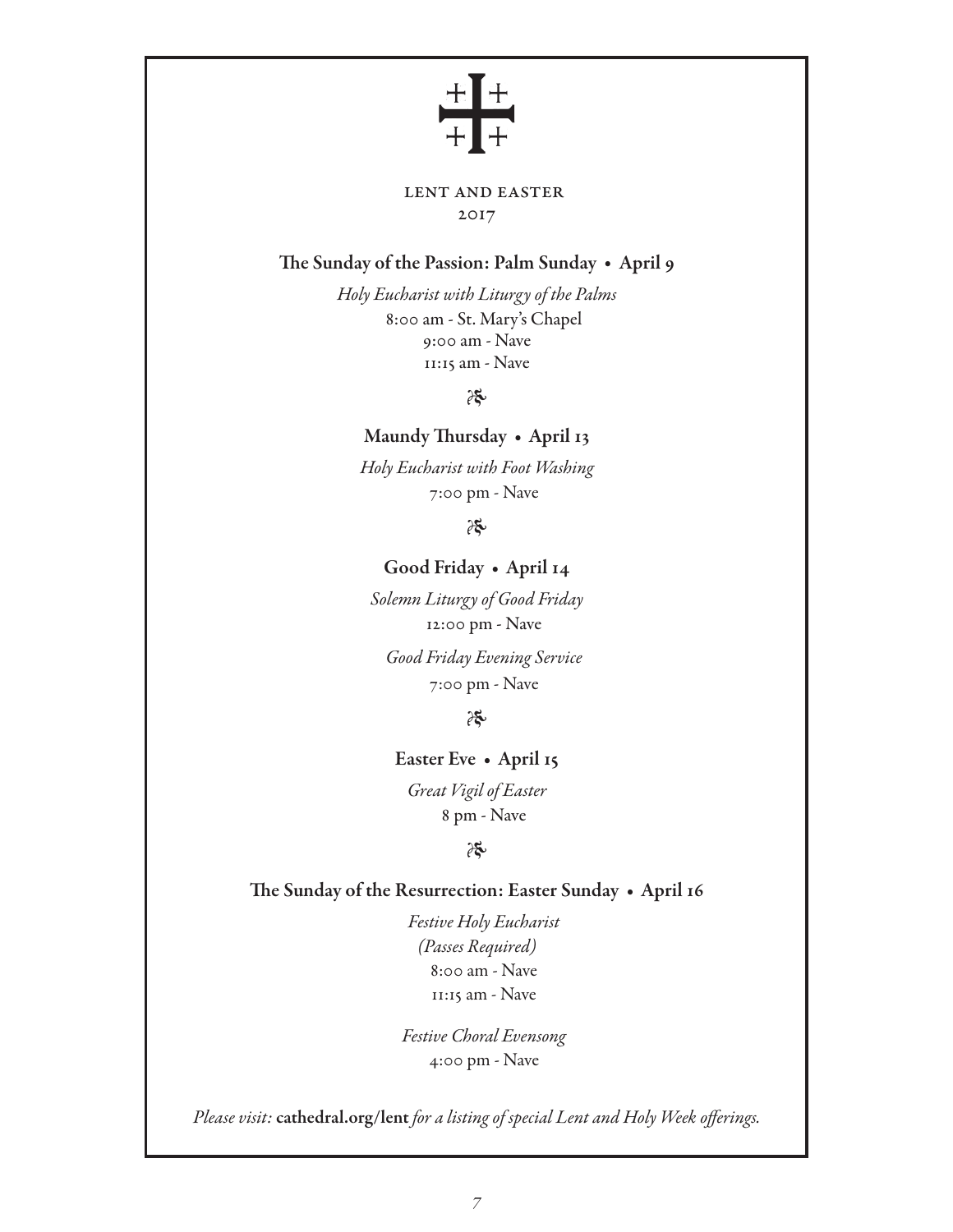# LENT AND EASTER
## 2017

### The Sunday of the Passion: Palm Sunday • April 9

*Holy Eucharist with Liturgy of the Palms*

8:00 am - St. Mary's Chapel
9:00 am - Nave
11:15 am - Nave

❧

### Maundy Thursday • April 13

*Holy Eucharist with Foot Washing*

7:00 pm - Nave

❧

### Good Friday • April 14

*Solemn Liturgy of Good Friday*

12:00 pm - Nave

*Good Friday Evening Service*

7:00 pm - Nave

❧

### Easter Eve • April 15

*Great Vigil of Easter*

8 pm - Nave

❧

### The Sunday of the Resurrection: Easter Sunday • April 16

*Festive Holy Eucharist*
*(Passes Required)*

8:00 am - Nave
11:15 am - Nave

*Festive Choral Evensong*

4:00 pm - Nave

*Please visit:* **cathedral.org/lent** *for a listing of special Lent and Holy Week offerings.*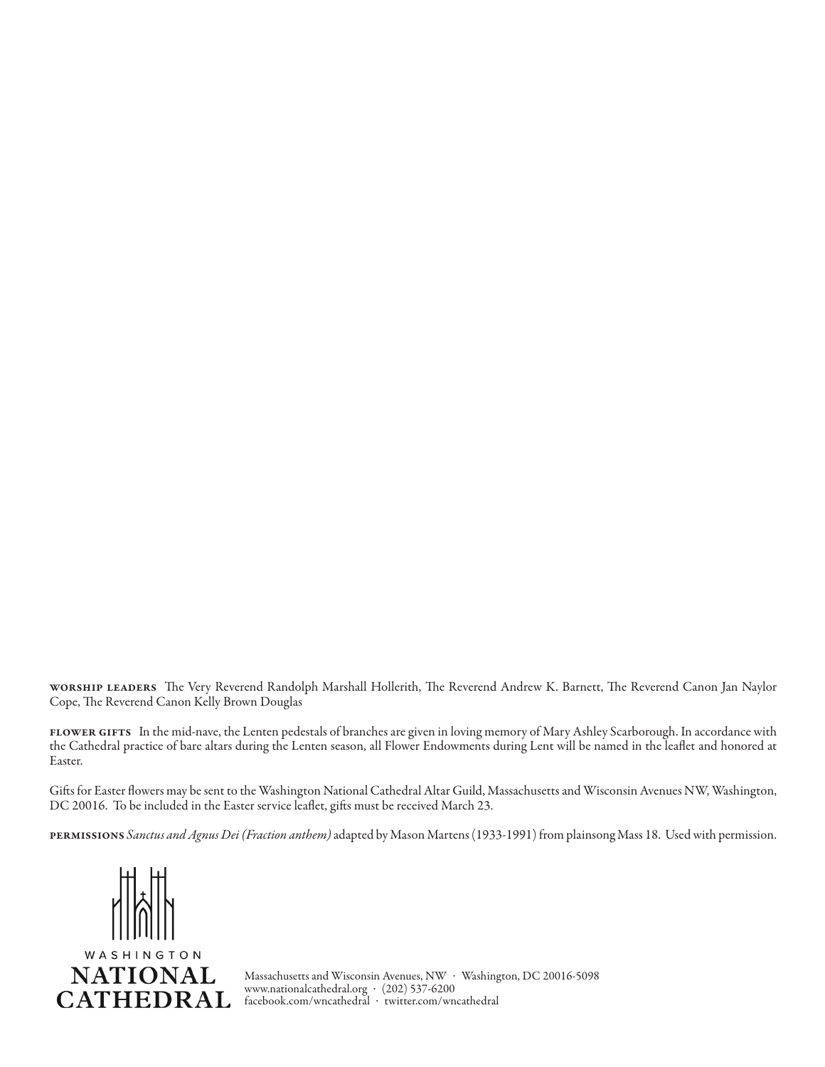**WORSHIP LEADERS** The Very Reverend Randolph Marshall Hollerith, The Reverend Andrew K. Barnett, The Reverend Canon Jan Naylor Cope, The Reverend Canon Kelly Brown Douglas

**FLOWER GIFTS** In the mid-nave, the Lenten pedestals of branches are given in loving memory of Mary Ashley Scarborough. In accordance with the Cathedral practice of bare altars during the Lenten season, all Flower Endowments during Lent will be named in the leaflet and honored at Easter.

Gifts for Easter flowers may be sent to the Washington National Cathedral Altar Guild, Massachusetts and Wisconsin Avenues NW, Washington, DC 20016. To be included in the Easter service leaflet, gifts must be received March 23.

**PERMISSIONS** *Sanctus and Agnus Dei (Fraction anthem)* adapted by Mason Martens (1933-1991) from plainsong Mass 18. Used with permission.

WASHINGTON NATIONAL CATHEDRAL

Massachusetts and Wisconsin Avenues, NW · Washington, DC 20016-5098
www.nationalcathedral.org · (202) 537-6200
facebook.com/wncathedral · twitter.com/wncathedral